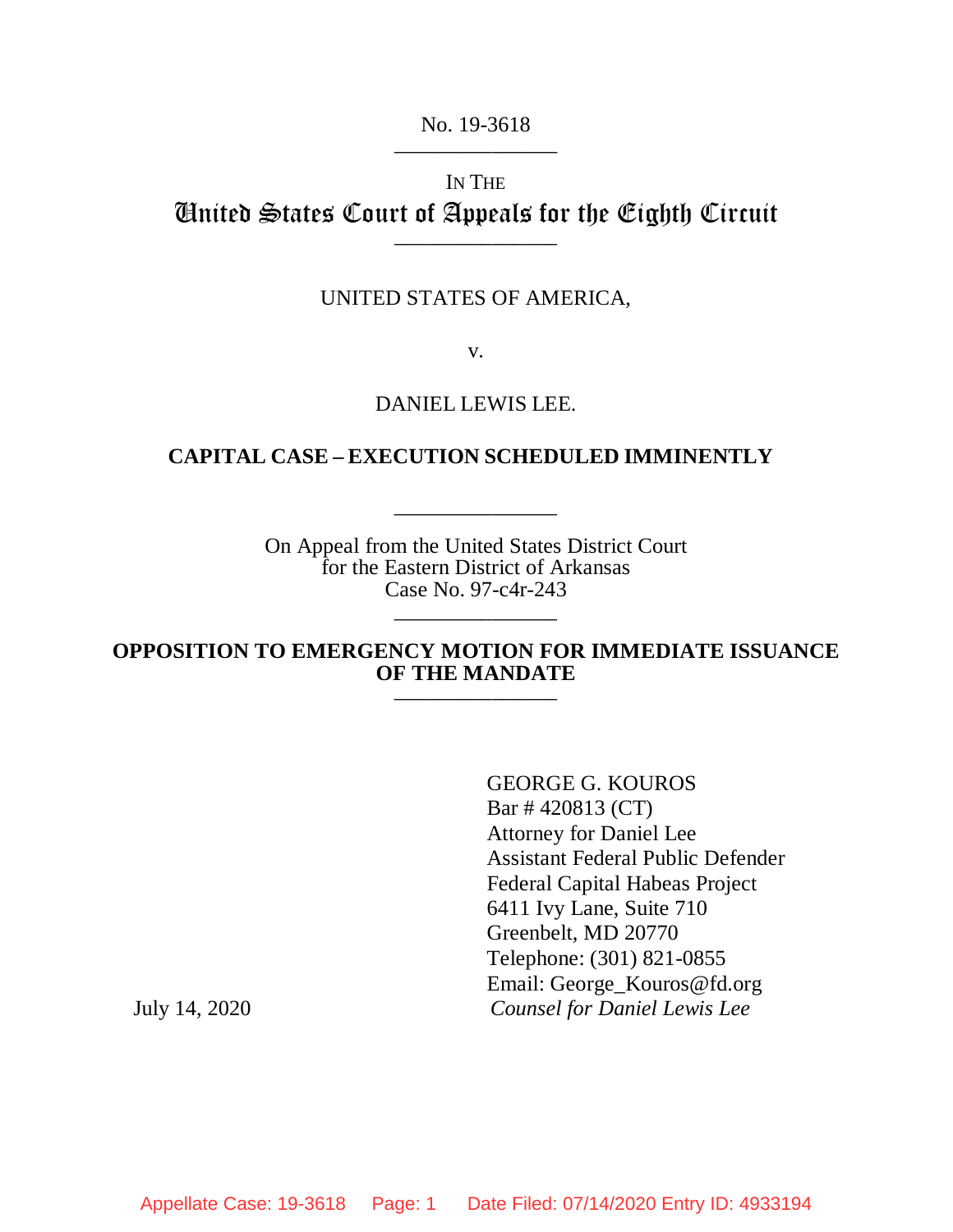No. 19-3618

---

IN THE

# United States Court of Appeals for the Eighth Circuit

---

UNITED STATES OF AMERICA,

v.

DANIEL LEWIS LEE.

**CAPITAL CASE – EXECUTION SCHEDULED IMMINENTLY**

---

On Appeal from the United States District Court
for the Eastern District of Arkansas
Case No. 97-c4r-243

---

## OPPOSITION TO EMERGENCY MOTION FOR IMMEDIATE ISSUANCE OF THE MANDATE

---

GEORGE G. KOUROS
Bar # 420813 (CT)
Attorney for Daniel Lee
Assistant Federal Public Defender
Federal Capital Habeas Project
6411 Ivy Lane, Suite 710
Greenbelt, MD 20770
Telephone: (301) 821-0855
Email: George_Kouros@fd.org
*Counsel for Daniel Lewis Lee*

July 14, 2020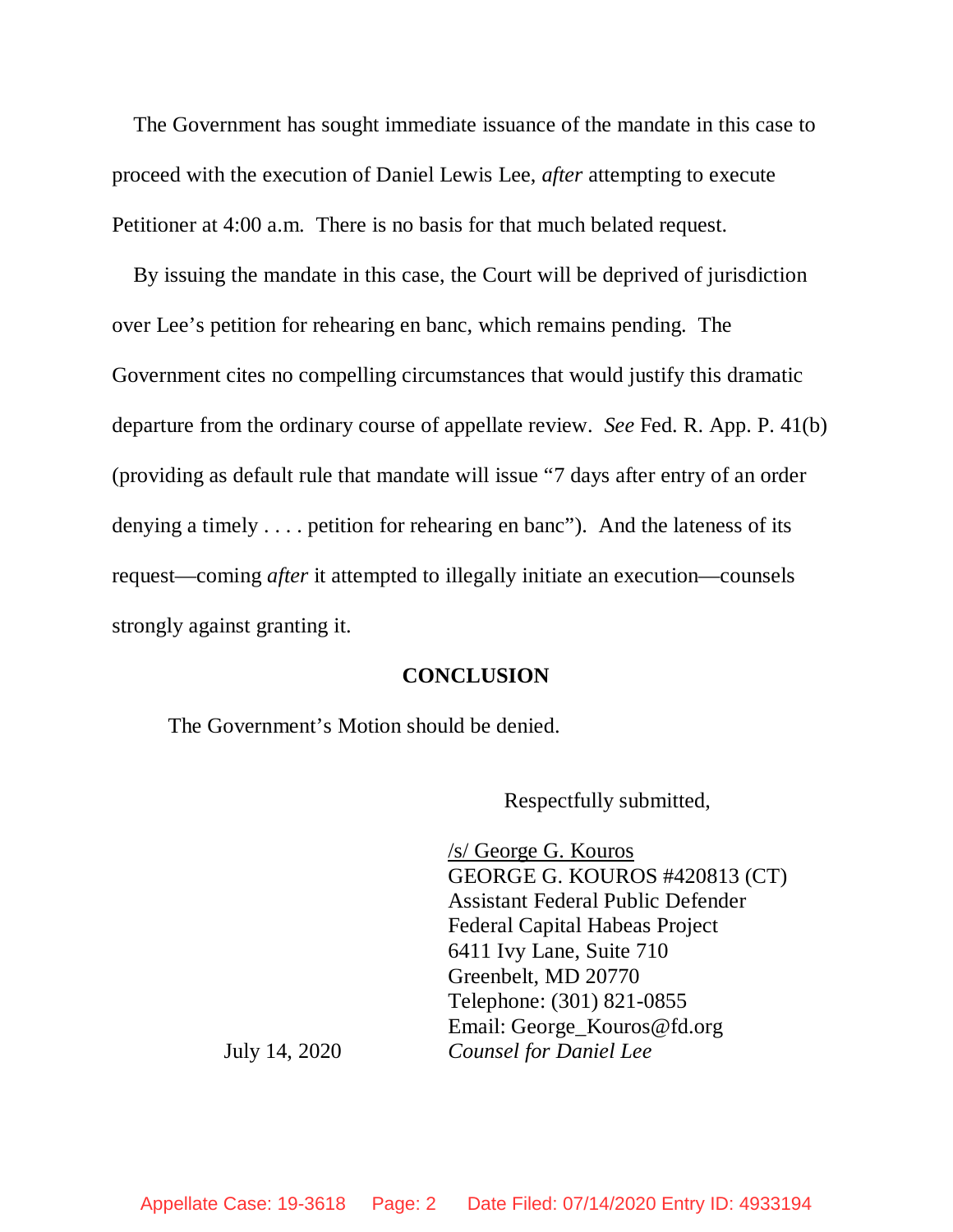The Government has sought immediate issuance of the mandate in this case to proceed with the execution of Daniel Lewis Lee, *after* attempting to execute Petitioner at 4:00 a.m. There is no basis for that much belated request.

By issuing the mandate in this case, the Court will be deprived of jurisdiction over Lee's petition for rehearing en banc, which remains pending. The Government cites no compelling circumstances that would justify this dramatic departure from the ordinary course of appellate review. *See* Fed. R. App. P. 41(b) (providing as default rule that mandate will issue "7 days after entry of an order denying a timely . . . . petition for rehearing en banc"). And the lateness of its request—coming *after* it attempted to illegally initiate an execution—counsels strongly against granting it.

**CONCLUSION**

The Government's Motion should be denied.

Respectfully submitted,

/s/ George G. Kouros
GEORGE G. KOUROS #420813 (CT)
Assistant Federal Public Defender
Federal Capital Habeas Project
6411 Ivy Lane, Suite 710
Greenbelt, MD 20770
Telephone: (301) 821-0855
Email: George_Kouros@fd.org
*Counsel for Daniel Lee*

July 14, 2020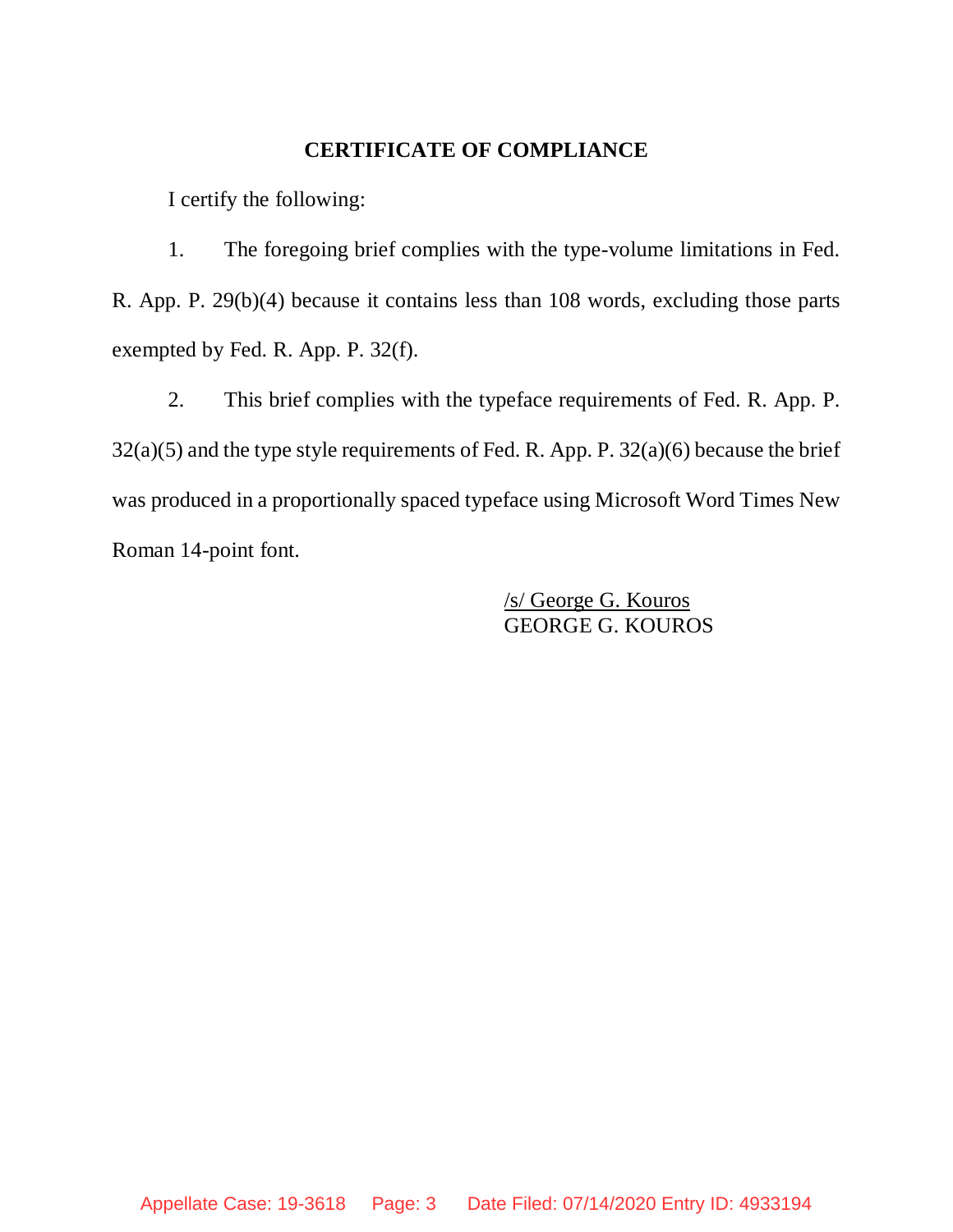## CERTIFICATE OF COMPLIANCE

I certify the following:

1. The foregoing brief complies with the type-volume limitations in Fed. R. App. P. 29(b)(4) because it contains less than 108 words, excluding those parts exempted by Fed. R. App. P. 32(f).

2. This brief complies with the typeface requirements of Fed. R. App. P. 32(a)(5) and the type style requirements of Fed. R. App. P. 32(a)(6) because the brief was produced in a proportionally spaced typeface using Microsoft Word Times New Roman 14-point font.

/s/ George G. Kouros
GEORGE G. KOUROS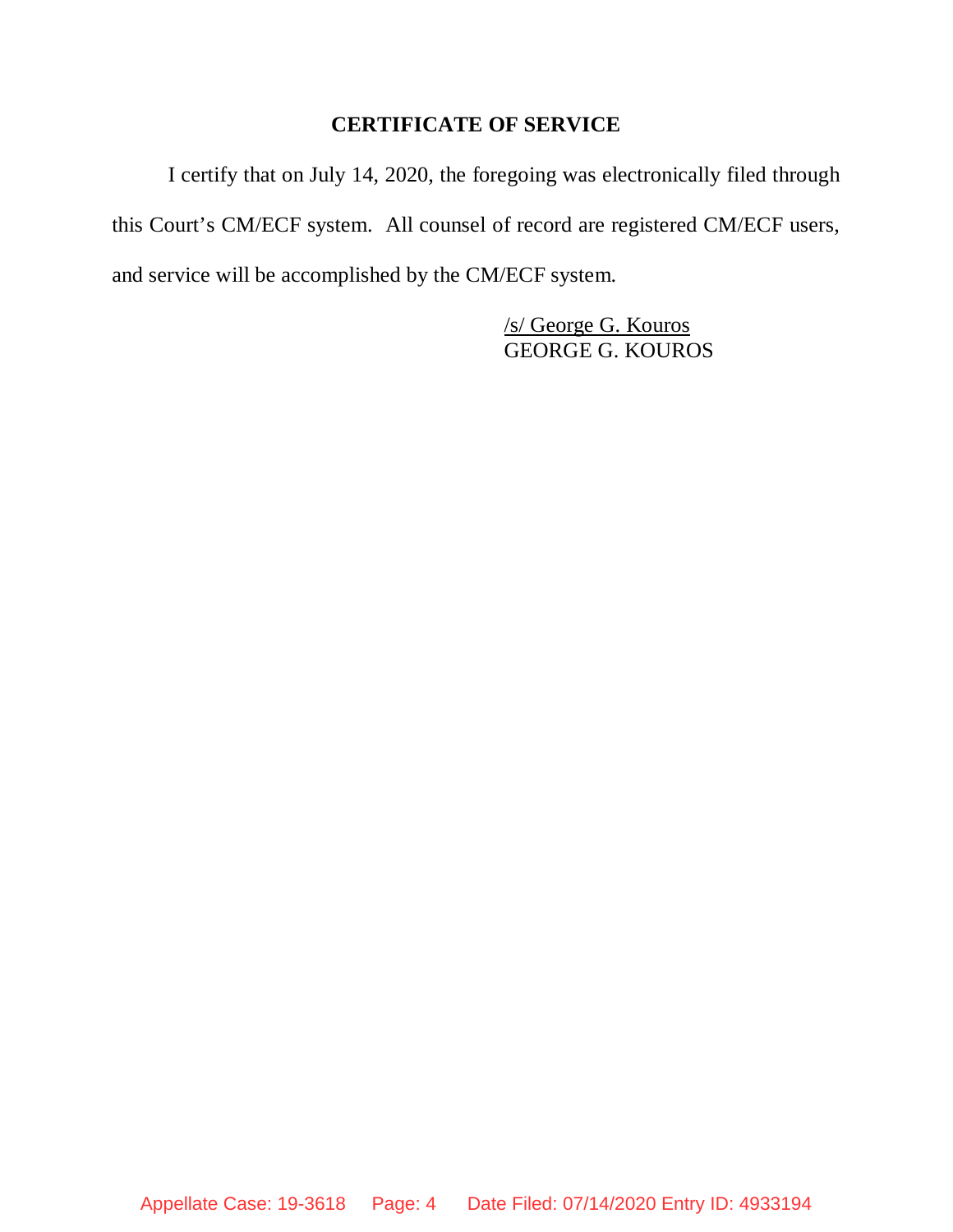## CERTIFICATE OF SERVICE

I certify that on July 14, 2020, the foregoing was electronically filed through this Court's CM/ECF system. All counsel of record are registered CM/ECF users, and service will be accomplished by the CM/ECF system.

/s/ George G. Kouros
GEORGE G. KOUROS